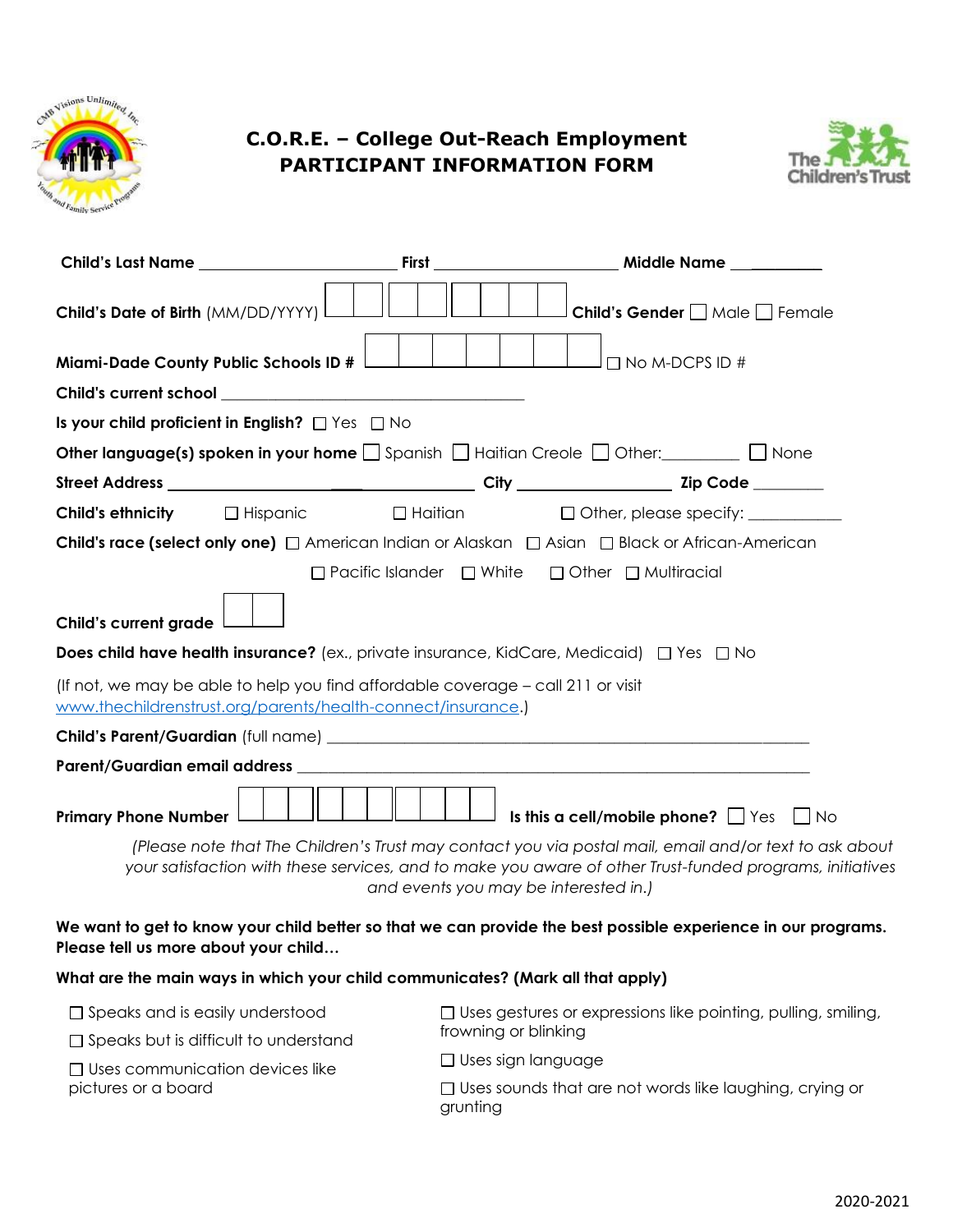# C.O.R.E. – College Out-Reach Employment
## PARTICIPANT INFORMATION FORM

**Child's Last Name** ______________________ **First** ______________________ **Middle Name** __________

**Child's Date of Birth** (MM/DD/YYYY) [ ][ ] [ ][ ] [ ][ ][ ][ ] **Child's Gender** ☐ Male ☐ Female

**Miami-Dade County Public Schools ID #** [ ][ ][ ][ ][ ][ ][ ] ☐ No M-DCPS ID #

**Child's current school** ____________________________________

**Is your child proficient in English?** ☐ Yes ☐ No

**Other language(s) spoken in your home** ☐ Spanish ☐ Haitian Creole ☐ Other:_________ ☐ None

**Street Address** ______________________________ **City** ____________________ **Zip Code** ________

**Child's ethnicity** ☐ Hispanic ☐ Haitian ☐ Other, please specify: ___________

**Child's race (select only one)** ☐ American Indian or Alaskan ☐ Asian ☐ Black or African-American ☐ Pacific Islander ☐ White ☐ Other ☐ Multiracial

**Child's current grade** [ ][ ]

**Does child have health insurance?** (ex., private insurance, KidCare, Medicaid) ☐ Yes ☐ No

(If not, we may be able to help you find affordable coverage – call 211 or visit www.thechildrenstrust.org/parents/health-connect/insurance.)

**Child's Parent/Guardian** (full name) ____________________________________________________________

**Parent/Guardian email address** ____________________________________________________________

**Primary Phone Number** [ ][ ][ ] [ ][ ][ ] [ ][ ][ ][ ] **Is this a cell/mobile phone?** ☐ Yes ☐ No

*(Please note that The Children's Trust may contact you via postal mail, email and/or text to ask about your satisfaction with these services, and to make you aware of other Trust-funded programs, initiatives and events you may be interested in.)*

**We want to get to know your child better so that we can provide the best possible experience in our programs. Please tell us more about your child…**

**What are the main ways in which your child communicates? (Mark all that apply)**

- ☐ Speaks and is easily understood
- ☐ Speaks but is difficult to understand
- ☐ Uses communication devices like pictures or a board
- ☐ Uses gestures or expressions like pointing, pulling, smiling, frowning or blinking
- ☐ Uses sign language
- ☐ Uses sounds that are not words like laughing, crying or grunting

2020-2021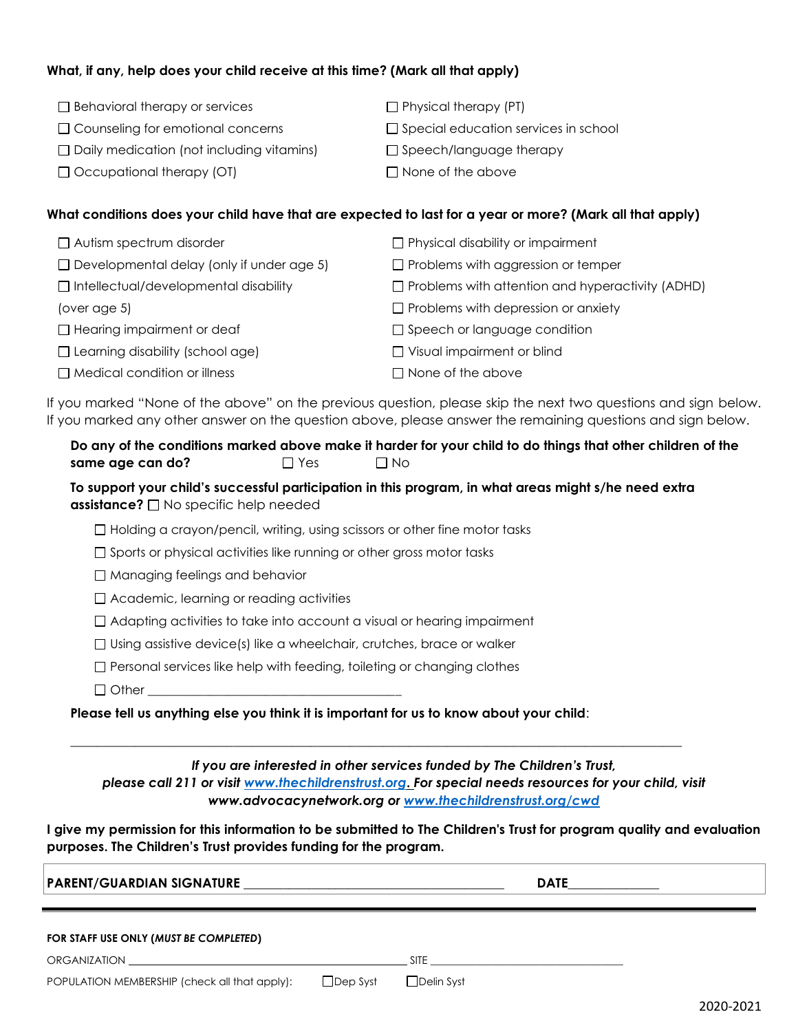**What, if any, help does your child receive at this time? (Mark all that apply)**

- ☐ Behavioral therapy or services
- ☐ Counseling for emotional concerns
- ☐ Daily medication (not including vitamins)
- ☐ Occupational therapy (OT)
- ☐ Physical therapy (PT)
- ☐ Special education services in school
- ☐ Speech/language therapy
- ☐ None of the above

**What conditions does your child have that are expected to last for a year or more? (Mark all that apply)**

- ☐ Autism spectrum disorder
- ☐ Developmental delay (only if under age 5)
- ☐ Intellectual/developmental disability (over age 5)
- ☐ Hearing impairment or deaf
- ☐ Learning disability (school age)
- ☐ Medical condition or illness
- ☐ Physical disability or impairment
- ☐ Problems with aggression or temper
- ☐ Problems with attention and hyperactivity (ADHD)
- ☐ Problems with depression or anxiety
- ☐ Speech or language condition
- ☐ Visual impairment or blind
- ☐ None of the above

If you marked "None of the above" on the previous question, please skip the next two questions and sign below. If you marked any other answer on the question above, please answer the remaining questions and sign below.

**Do any of the conditions marked above make it harder for your child to do things that other children of the same age can do?** ☐ Yes ☐ No

**To support your child's successful participation in this program, in what areas might s/he need extra assistance?** ☐ No specific help needed

- ☐ Holding a crayon/pencil, writing, using scissors or other fine motor tasks
- ☐ Sports or physical activities like running or other gross motor tasks
- ☐ Managing feelings and behavior
- ☐ Academic, learning or reading activities
- ☐ Adapting activities to take into account a visual or hearing impairment
- ☐ Using assistive device(s) like a wheelchair, crutches, brace or walker
- ☐ Personal services like help with feeding, toileting or changing clothes
- ☐ Other ________________________________________

**Please tell us anything else you think it is important for us to know about your child**:

_____________________________________________________________________________________________

***If you are interested in other services funded by The Children's Trust, please call 211 or visit www.thechildrenstrust.org. For special needs resources for your child, visit www.advocacynetwork.org or www.thechildrenstrust.org/cwd***

**I give my permission for this information to be submitted to The Children's Trust for program quality and evaluation purposes. The Children's Trust provides funding for the program.**

**PARENT/GUARDIAN SIGNATURE** ________________________________________ **DATE**______________

**FOR STAFF USE ONLY (*MUST BE COMPLETED*)**

ORGANIZATION ____________________________________________ SITE ______________________________

POPULATION MEMBERSHIP (check all that apply): ☐ Dep Syst ☐ Delin Syst

2020-2021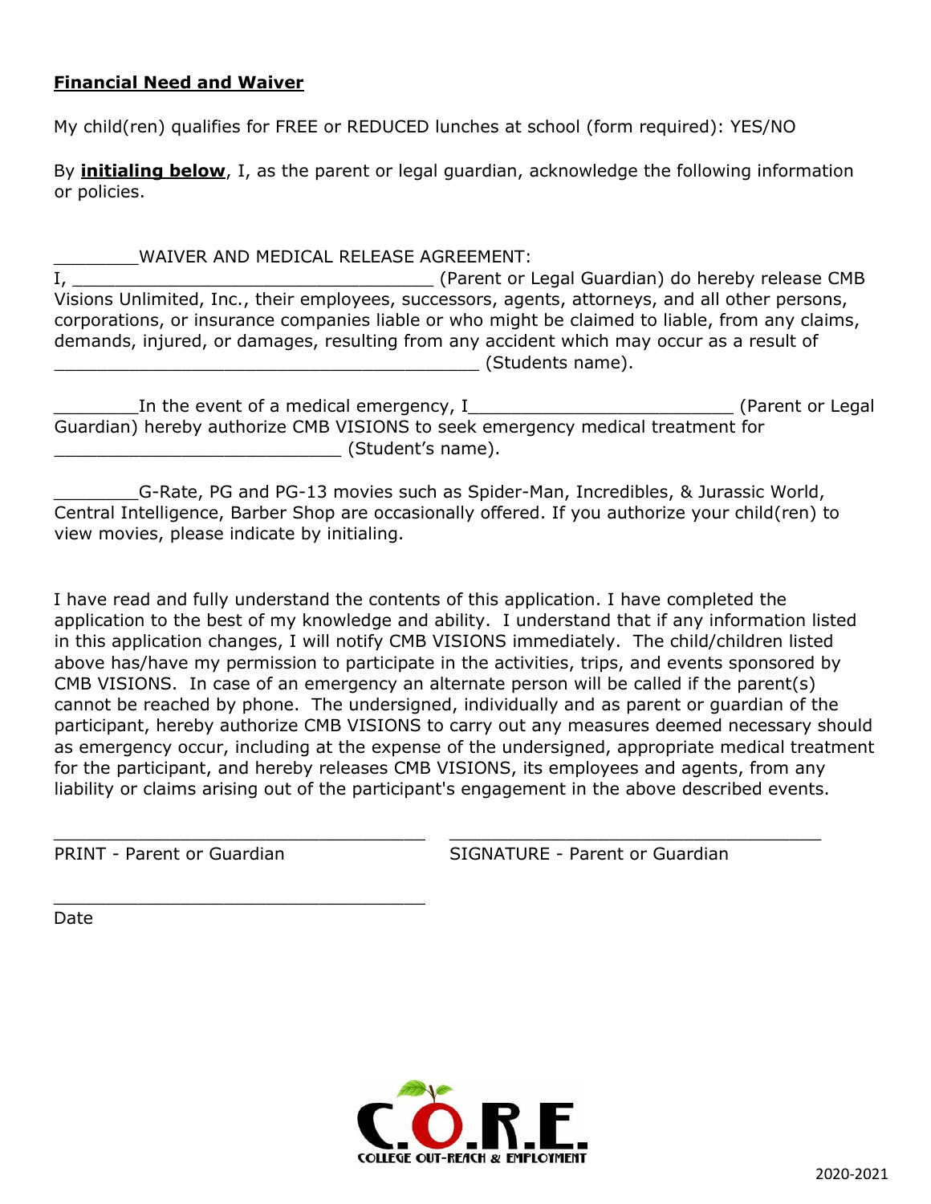**Financial Need and Waiver**

My child(ren) qualifies for FREE or REDUCED lunches at school (form required): YES/NO

By **initialing below**, I, as the parent or legal guardian, acknowledge the following information or policies.

________WAIVER AND MEDICAL RELEASE AGREEMENT:
I, ___________________________________ (Parent or Legal Guardian) do hereby release CMB Visions Unlimited, Inc., their employees, successors, agents, attorneys, and all other persons, corporations, or insurance companies liable or who might be claimed to liable, from any claims, demands, injured, or damages, resulting from any accident which may occur as a result of __________________________________________ (Students name).

________In the event of a medical emergency, I__________________________ (Parent or Legal Guardian) hereby authorize CMB VISIONS to seek emergency medical treatment for ____________________________ (Student's name).

________G-Rate, PG and PG-13 movies such as Spider-Man, Incredibles, & Jurassic World, Central Intelligence, Barber Shop are occasionally offered. If you authorize your child(ren) to view movies, please indicate by initialing.

I have read and fully understand the contents of this application. I have completed the application to the best of my knowledge and ability. I understand that if any information listed in this application changes, I will notify CMB VISIONS immediately. The child/children listed above has/have my permission to participate in the activities, trips, and events sponsored by CMB VISIONS. In case of an emergency an alternate person will be called if the parent(s) cannot be reached by phone. The undersigned, individually and as parent or guardian of the participant, hereby authorize CMB VISIONS to carry out any measures deemed necessary should as emergency occur, including at the expense of the undersigned, appropriate medical treatment for the participant, and hereby releases CMB VISIONS, its employees and agents, from any liability or claims arising out of the participant's engagement in the above described events.

____________________________________ PRINT - Parent or Guardian

____________________________________ SIGNATURE - Parent or Guardian

____________________________________ Date

C.O.R.E.
COLLEGE OUT-REACH & EMPLOYMENT

2020-2021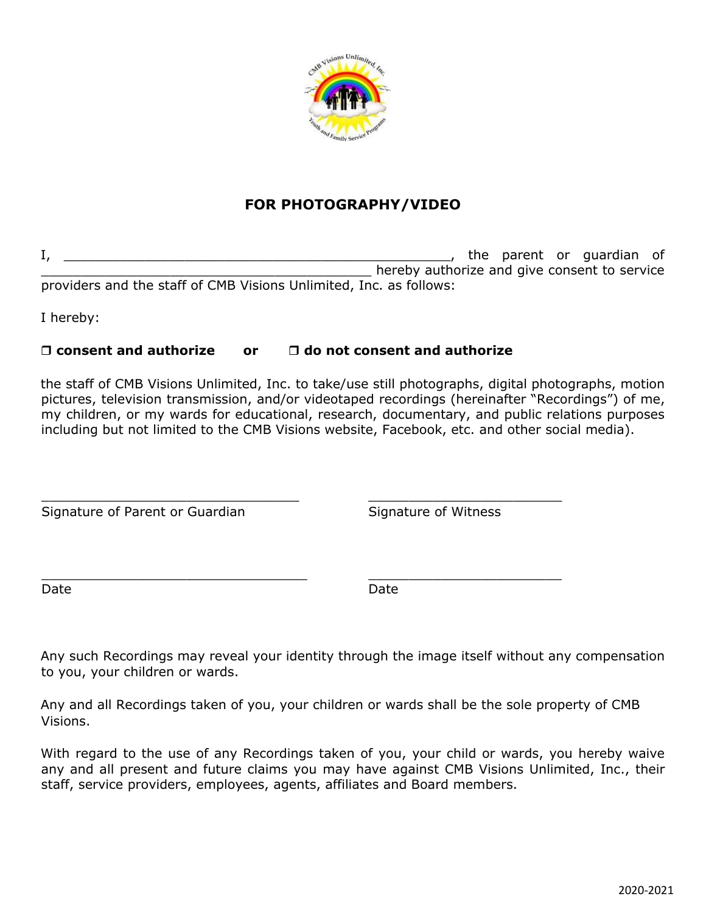## FOR PHOTOGRAPHY/VIDEO

I, ________________________________________________, the parent or guardian of ________________________________________ hereby authorize and give consent to service providers and the staff of CMB Visions Unlimited, Inc. as follows:

I hereby:

❒ **consent and authorize** **or** ❒ **do not consent and authorize**

the staff of CMB Visions Unlimited, Inc. to take/use still photographs, digital photographs, motion pictures, television transmission, and/or videotaped recordings (hereinafter "Recordings") of me, my children, or my wards for educational, research, documentary, and public relations purposes including but not limited to the CMB Visions website, Facebook, etc. and other social media).

________________________________ ________________________
Signature of Parent or Guardian Signature of Witness

_________________________________ ________________________
Date Date

Any such Recordings may reveal your identity through the image itself without any compensation to you, your children or wards.

Any and all Recordings taken of you, your children or wards shall be the sole property of CMB Visions.

With regard to the use of any Recordings taken of you, your child or wards, you hereby waive any and all present and future claims you may have against CMB Visions Unlimited, Inc., their staff, service providers, employees, agents, affiliates and Board members.

2020-2021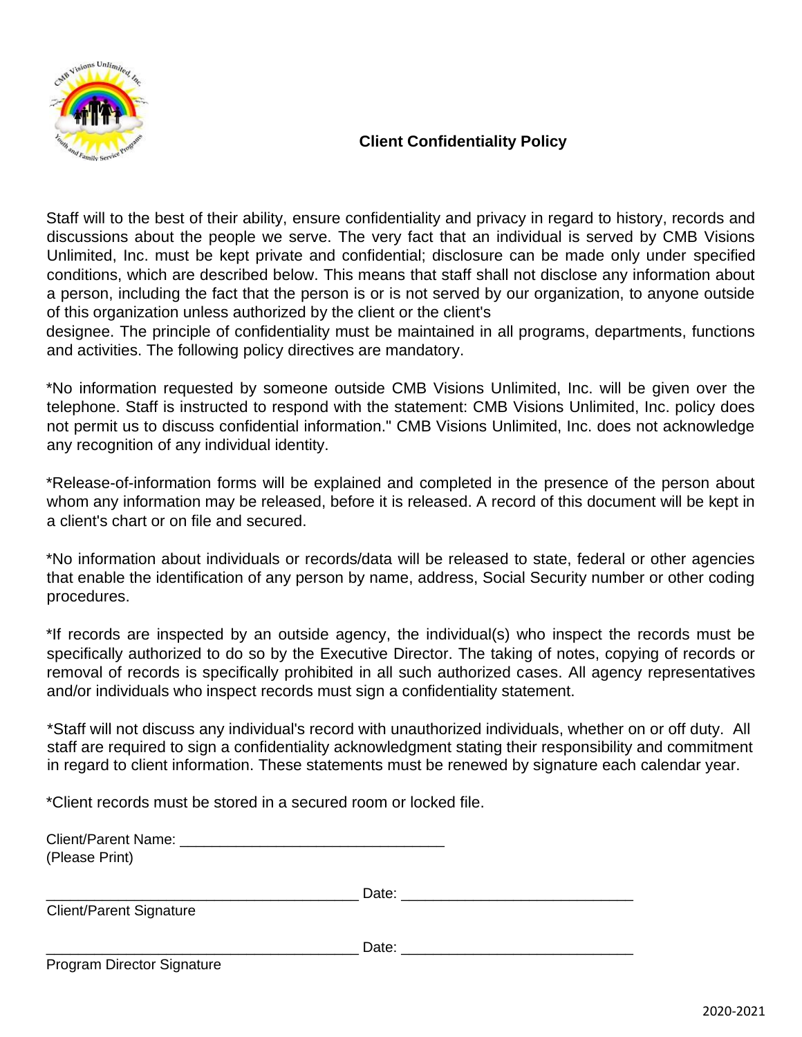## Client Confidentiality Policy

Staff will to the best of their ability, ensure confidentiality and privacy in regard to history, records and discussions about the people we serve. The very fact that an individual is served by CMB Visions Unlimited, Inc. must be kept private and confidential; disclosure can be made only under specified conditions, which are described below. This means that staff shall not disclose any information about a person, including the fact that the person is or is not served by our organization, to anyone outside of this organization unless authorized by the client or the client's designee. The principle of confidentiality must be maintained in all programs, departments, functions and activities. The following policy directives are mandatory.

*No information requested by someone outside CMB Visions Unlimited, Inc. will be given over the telephone. Staff is instructed to respond with the statement: CMB Visions Unlimited, Inc. policy does not permit us to discuss confidential information." CMB Visions Unlimited, Inc. does not acknowledge any recognition of any individual identity.

*Release-of-information forms will be explained and completed in the presence of the person about whom any information may be released, before it is released. A record of this document will be kept in a client's chart or on file and secured.

*No information about individuals or records/data will be released to state, federal or other agencies that enable the identification of any person by name, address, Social Security number or other coding procedures.

*If records are inspected by an outside agency, the individual(s) who inspect the records must be specifically authorized to do so by the Executive Director. The taking of notes, copying of records or removal of records is specifically prohibited in all such authorized cases. All agency representatives and/or individuals who inspect records must sign a confidentiality statement.

*Staff will not discuss any individual's record with unauthorized individuals, whether on or off duty. All staff are required to sign a confidentiality acknowledgment stating their responsibility and commitment in regard to client information. These statements must be renewed by signature each calendar year.

*Client records must be stored in a secured room or locked file.

Client/Parent Name: ________________________________
(Please Print)

______________________________________ Date: ____________________________
Client/Parent Signature

______________________________________ Date: ____________________________
Program Director Signature

2020-2021